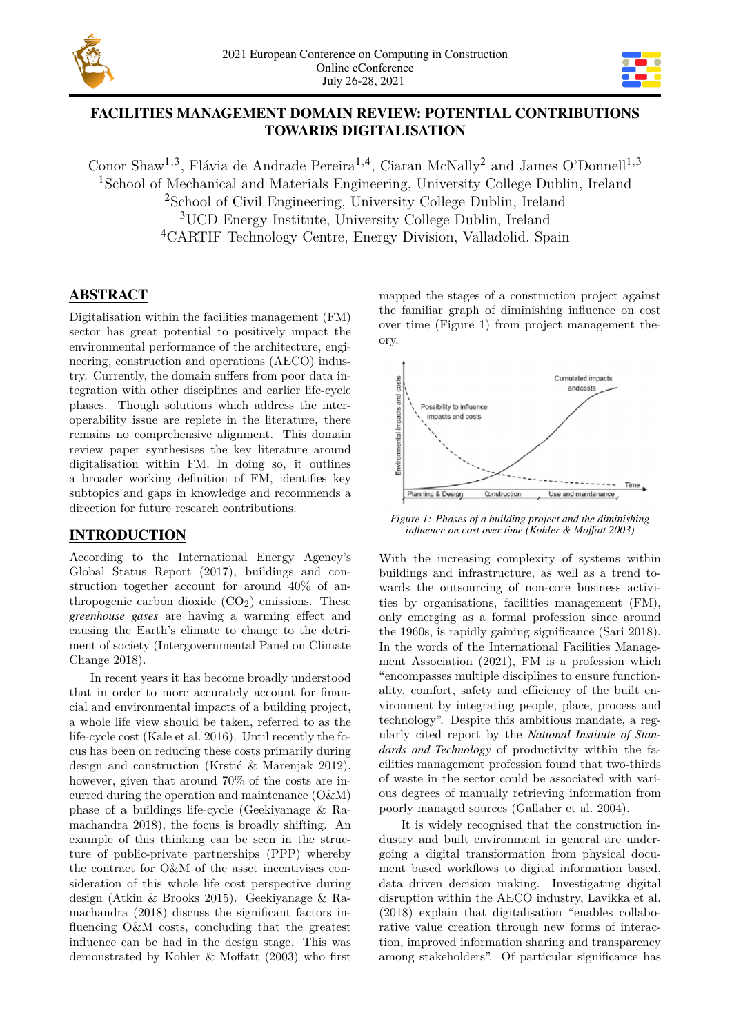# FACILITIES MANAGEMENT DOMAIN REVIEW: POTENTIAL CONTRIBUTIONS TOWARDS DIGITALISATION

Conor Shaw[1,3], Flávia de Andrade Pereira[1,4], Ciaran McNally[2] and James O'Donnell[1,3]
[1]School of Mechanical and Materials Engineering, University College Dublin, Ireland
[2]School of Civil Engineering, University College Dublin, Ireland
[3]UCD Energy Institute, University College Dublin, Ireland
[4]CARTIF Technology Centre, Energy Division, Valladolid, Spain

## ABSTRACT

Digitalisation within the facilities management (FM) sector has great potential to positively impact the environmental performance of the architecture, engineering, construction and operations (AECO) industry. Currently, the domain suffers from poor data integration with other disciplines and earlier life-cycle phases. Though solutions which address the interoperability issue are replete in the literature, there remains no comprehensive alignment. This domain review paper synthesises the key literature around digitalisation within FM. In doing so, it outlines a broader working definition of FM, identifies key subtopics and gaps in knowledge and recommends a direction for future research contributions.

## INTRODUCTION

According to the International Energy Agency's Global Status Report (2017), buildings and construction together account for around 40% of anthropogenic carbon dioxide ($CO_2$) emissions. These *greenhouse gases* are having a warming effect and causing the Earth's climate to change to the detriment of society (Intergovernmental Panel on Climate Change 2018).

In recent years it has become broadly understood that in order to more accurately account for financial and environmental impacts of a building project, a whole life view should be taken, referred to as the life-cycle cost (Kale et al. 2016). Until recently the focus has been on reducing these costs primarily during design and construction (Krstić & Marenjak 2012), however, given that around 70% of the costs are incurred during the operation and maintenance (O&M) phase of a buildings life-cycle (Geekiyanage & Ramachandra 2018), the focus is broadly shifting. An example of this thinking can be seen in the structure of public-private partnerships (PPP) whereby the contract for O&M of the asset incentivises consideration of this whole life cost perspective during design (Atkin & Brooks 2015). Geekiyanage & Ramachandra (2018) discuss the significant factors influencing O&M costs, concluding that the greatest influence can be had in the design stage. This was demonstrated by Kohler & Moffatt (2003) who first mapped the stages of a construction project against the familiar graph of diminishing influence on cost over time (Figure 1) from project management theory.

*Figure 1: Phases of a building project and the diminishing influence on cost over time (Kohler & Moffatt 2003)*

With the increasing complexity of systems within buildings and infrastructure, as well as a trend towards the outsourcing of non-core business activities by organisations, facilities management (FM), only emerging as a formal profession since around the 1960s, is rapidly gaining significance (Sari 2018). In the words of the International Facilities Management Association (2021), FM is a profession which "encompasses multiple disciplines to ensure functionality, comfort, safety and efficiency of the built environment by integrating people, place, process and technology". Despite this ambitious mandate, a regularly cited report by the *National Institute of Standards and Technology* of productivity within the facilities management profession found that two-thirds of waste in the sector could be associated with various degrees of manually retrieving information from poorly managed sources (Gallaher et al. 2004).

It is widely recognised that the construction industry and built environment in general are undergoing a digital transformation from physical document based workflows to digital information based, data driven decision making. Investigating digital disruption within the AECO industry, Lavikka et al. (2018) explain that digitalisation "enables collaborative value creation through new forms of interaction, improved information sharing and transparency among stakeholders". Of particular significance has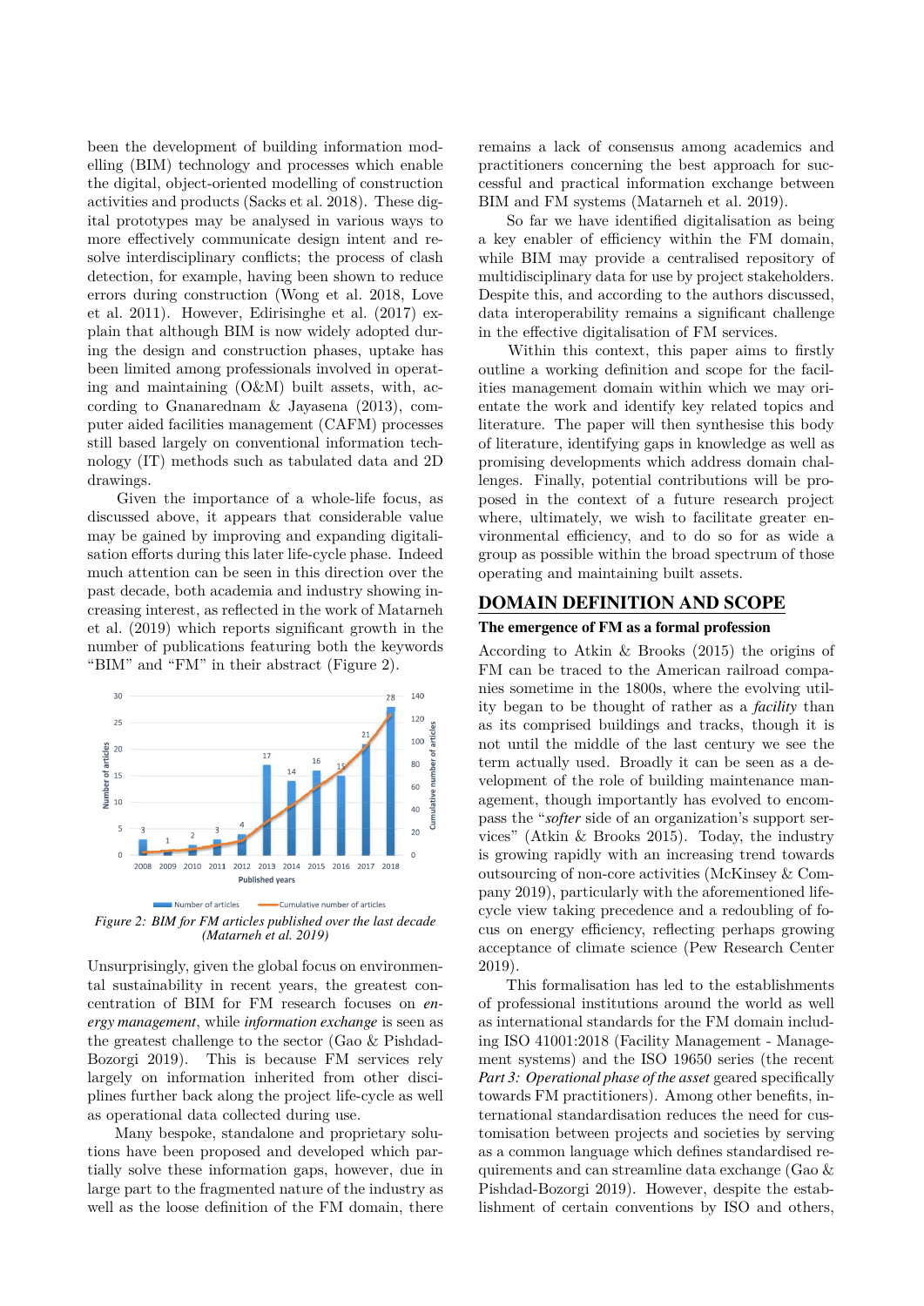been the development of building information modelling (BIM) technology and processes which enable the digital, object-oriented modelling of construction activities and products (Sacks et al. 2018). These digital prototypes may be analysed in various ways to more effectively communicate design intent and resolve interdisciplinary conflicts; the process of clash detection, for example, having been shown to reduce errors during construction (Wong et al. 2018, Love et al. 2011). However, Edirisinghe et al. (2017) explain that although BIM is now widely adopted during the design and construction phases, uptake has been limited among professionals involved in operating and maintaining (O&M) built assets, with, according to Gnanaredanm & Jayasena (2013), computer aided facilities management (CAFM) processes still based largely on conventional information technology (IT) methods such as tabulated data and 2D drawings.

Given the importance of a whole-life focus, as discussed above, it appears that considerable value may be gained by improving and expanding digitalisation efforts during this later life-cycle phase. Indeed much attention can be seen in this direction over the past decade, both academia and industry showing increasing interest, as reflected in the work of Matarneh et al. (2019) which reports significant growth in the number of publications featuring both the keywords "BIM" and "FM" in their abstract (Figure 2).

*Figure 2: BIM for FM articles published over the last decade (Matarneh et al. 2019)*

Unsurprisingly, given the global focus on environmental sustainability in recent years, the greatest concentration of BIM for FM research focuses on *energy management*, while *information exchange* is seen as the greatest challenge to the sector (Gao & Pishdad-Bozorgi 2019). This is because FM services rely largely on information inherited from other disciplines further back along the project life-cycle as well as operational data collected during use.

Many bespoke, standalone and proprietary solutions have been proposed and developed which partially solve these information gaps, however, due in large part to the fragmented nature of the industry as well as the loose definition of the FM domain, there remains a lack of consensus among academics and practitioners concerning the best approach for successful and practical information exchange between BIM and FM systems (Matarneh et al. 2019).

So far we have identified digitalisation as being a key enabler of efficiency within the FM domain, while BIM may provide a centralised repository of multidisciplinary data for use by project stakeholders. Despite this, and according to the authors discussed, data interoperability remains a significant challenge in the effective digitalisation of FM services.

Within this context, this paper aims to firstly outline a working definition and scope for the facilities management domain within which we may orientate the work and identify key related topics and literature. The paper will then synthesise this body of literature, identifying gaps in knowledge as well as promising developments which address domain challenges. Finally, potential contributions will be proposed in the context of a future research project where, ultimately, we wish to facilitate greater environmental efficiency, and to do so for as wide a group as possible within the broad spectrum of those operating and maintaining built assets.

## DOMAIN DEFINITION AND SCOPE

### The emergence of FM as a formal profession

According to Atkin & Brooks (2015) the origins of FM can be traced to the American railroad companies sometime in the 1800s, where the evolving utility began to be thought of rather as a *facility* than as its comprised buildings and tracks, though it is not until the middle of the last century we see the term actually used. Broadly it can be seen as a development of the role of building maintenance management, though importantly has evolved to encompass the "*softer* side of an organization's support services" (Atkin & Brooks 2015). Today, the industry is growing rapidly with an increasing trend towards outsourcing of non-core activities (McKinsey & Company 2019), particularly with the aforementioned life-cycle view taking precedence and a redoubling of focus on energy efficiency, reflecting perhaps growing acceptance of climate science (Pew Research Center 2019).

This formalisation has led to the establishments of professional institutions around the world as well as international standards for the FM domain including ISO 41001:2018 (Facility Management - Management systems) and the ISO 19650 series (the recent *Part 3: Operational phase of the asset* geared specifically towards FM practitioners). Among other benefits, international standardisation reduces the need for customisation between projects and societies by serving as a common language which defines standardised requirements and can streamline data exchange (Gao & Pishdad-Bozorgi 2019). However, despite the establishment of certain conventions by ISO and others,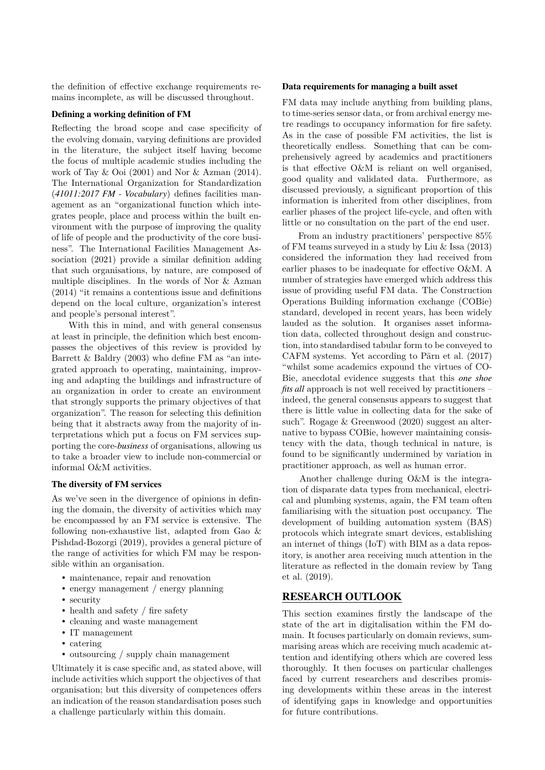the definition of effective exchange requirements remains incomplete, as will be discussed throughout.

### Defining a working definition of FM

Reflecting the broad scope and case specificity of the evolving domain, varying definitions are provided in the literature, the subject itself having become the focus of multiple academic studies including the work of Tay & Ooi (2001) and Nor & Azman (2014). The International Organization for Standardization (*41011:2017 FM - Vocabulary*) defines facilities management as an "organizational function which integrates people, place and process within the built environment with the purpose of improving the quality of life of people and the productivity of the core business". The International Facilities Management Association (2021) provide a similar definition adding that such organisations, by nature, are composed of multiple disciplines. In the words of Nor & Azman (2014) "it remains a contentious issue and definitions depend on the local culture, organization's interest and people's personal interest".

With this in mind, and with general consensus at least in principle, the definition which best encompasses the objectives of this review is provided by Barrett & Baldry (2003) who define FM as "an integrated approach to operating, maintaining, improving and adapting the buildings and infrastructure of an organization in order to create an environment that strongly supports the primary objectives of that organization". The reason for selecting this definition being that it abstracts away from the majority of interpretations which put a focus on FM services supporting the core-*business* of organisations, allowing us to take a broader view to include non-commercial or informal O&M activities.

### The diversity of FM services

As we've seen in the divergence of opinions in defining the domain, the diversity of activities which may be encompassed by an FM service is extensive. The following non-exhaustive list, adapted from Gao & Pishdad-Bozorgi (2019), provides a general picture of the range of activities for which FM may be responsible within an organisation.

- maintenance, repair and renovation
- energy management / energy planning
- security
- health and safety / fire safety
- cleaning and waste management
- IT management
- catering
- outsourcing / supply chain management

Ultimately it is case specific and, as stated above, will include activities which support the objectives of that organisation; but this diversity of competences offers an indication of the reason standardisation poses such a challenge particularly within this domain.

### Data requirements for managing a built asset

FM data may include anything from building plans, to time-series sensor data, or from archival energy metre readings to occupancy information for fire safety. As in the case of possible FM activities, the list is theoretically endless. Something that can be comprehensively agreed by academics and practitioners is that effective O&M is reliant on well organised, good quality and validated data. Furthermore, as discussed previously, a significant proportion of this information is inherited from other disciplines, from earlier phases of the project life-cycle, and often with little or no consultation on the part of the end user.

From an industry practitioners' perspective 85% of FM teams surveyed in a study by Liu & Issa (2013) considered the information they had received from earlier phases to be inadequate for effective O&M. A number of strategies have emerged which address this issue of providing useful FM data. The Construction Operations Building information exchange (COBie) standard, developed in recent years, has been widely lauded as the solution. It organises asset information data, collected throughout design and construction, into standardised tabular form to be conveyed to CAFM systems. Yet according to Pärn et al. (2017) "whilst some academics expound the virtues of COBie, anecdotal evidence suggests that this *one shoe fits all* approach is not well received by practitioners – indeed, the general consensus appears to suggest that there is little value in collecting data for the sake of such". Rogage & Greenwood (2020) suggest an alternative to bypass COBie, however maintaining consistency with the data, though technical in nature, is found to be significantly undermined by variation in practitioner approach, as well as human error.

Another challenge during O&M is the integration of disparate data types from mechanical, electrical and plumbing systems, again, the FM team often familiarising with the situation post occupancy. The development of building automation system (BAS) protocols which integrate smart devices, establishing an internet of things (IoT) with BIM as a data repository, is another area receiving much attention in the literature as reflected in the domain review by Tang et al. (2019).

## RESEARCH OUTLOOK

This section examines firstly the landscape of the state of the art in digitalisation within the FM domain. It focuses particularly on domain reviews, summarising areas which are receiving much academic attention and identifying others which are covered less thoroughly. It then focuses on particular challenges faced by current researchers and describes promising developments within these areas in the interest of identifying gaps in knowledge and opportunities for future contributions.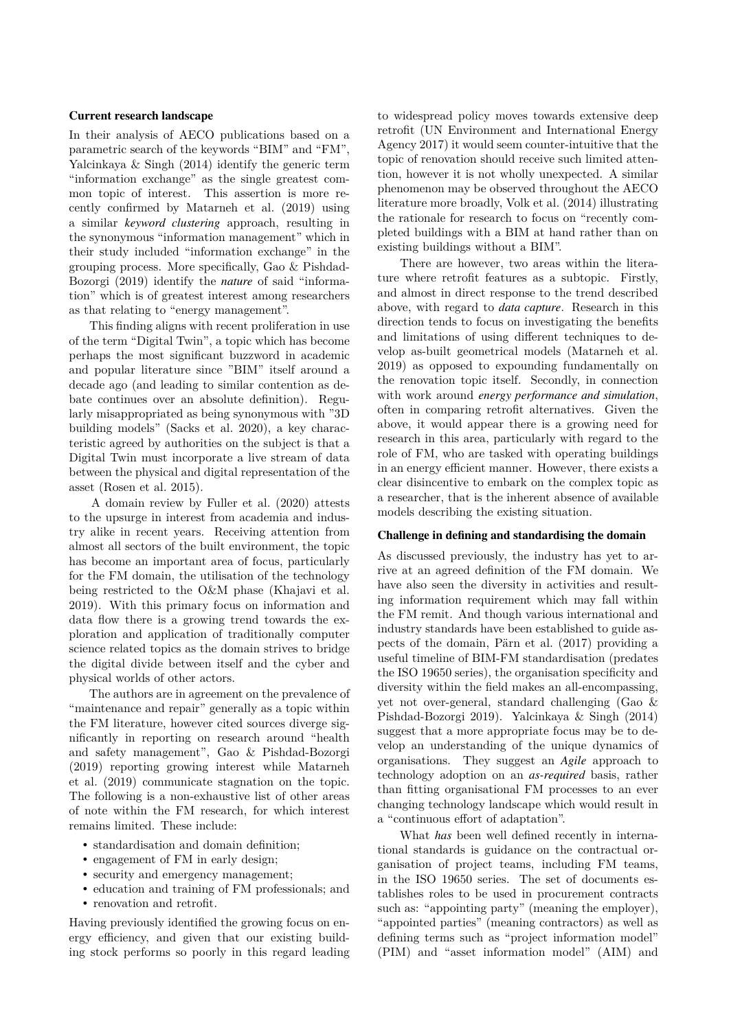### Current research landscape

In their analysis of AECO publications based on a parametric search of the keywords "BIM" and "FM", Yalcinkaya & Singh (2014) identify the generic term "information exchange" as the single greatest common topic of interest. This assertion is more recently confirmed by Matarneh et al. (2019) using a similar ***keyword clustering*** approach, resulting in the synonymous "information management" which in their study included "information exchange" in the grouping process. More specifically, Gao & Pishdad-Bozorgi (2019) identify the ***nature*** of said "information" which is of greatest interest among researchers as that relating to "energy management".

This finding aligns with recent proliferation in use of the term "Digital Twin", a topic which has become perhaps the most significant buzzword in academic and popular literature since "BIM" itself around a decade ago (and leading to similar contention as debate continues over an absolute definition). Regularly misappropriated as being synonymous with "3D building models" (Sacks et al. 2020), a key characteristic agreed by authorities on the subject is that a Digital Twin must incorporate a live stream of data between the physical and digital representation of the asset (Rosen et al. 2015).

A domain review by Fuller et al. (2020) attests to the upsurge in interest from academia and industry alike in recent years. Receiving attention from almost all sectors of the built environment, the topic has become an important area of focus, particularly for the FM domain, the utilisation of the technology being restricted to the O&M phase (Khajavi et al. 2019). With this primary focus on information and data flow there is a growing trend towards the exploration and application of traditionally computer science related topics as the domain strives to bridge the digital divide between itself and the cyber and physical worlds of other actors.

The authors are in agreement on the prevalence of "maintenance and repair" generally as a topic within the FM literature, however cited sources diverge significantly in reporting on research around "health and safety management", Gao & Pishdad-Bozorgi (2019) reporting growing interest while Matarneh et al. (2019) communicate stagnation on the topic. The following is a non-exhaustive list of other areas of note within the FM research, for which interest remains limited. These include:

- standardisation and domain definition;
- engagement of FM in early design;
- security and emergency management;
- education and training of FM professionals; and
- renovation and retrofit.

Having previously identified the growing focus on energy efficiency, and given that our existing building stock performs so poorly in this regard leading to widespread policy moves towards extensive deep retrofit (UN Environment and International Energy Agency 2017) it would seem counter-intuitive that the topic of renovation should receive such limited attention, however it is not wholly unexpected. A similar phenomenon may be observed throughout the AECO literature more broadly, Volk et al. (2014) illustrating the rationale for research to focus on "recently completed buildings with a BIM at hand rather than on existing buildings without a BIM".

There are however, two areas within the literature where retrofit features as a subtopic. Firstly, and almost in direct response to the trend described above, with regard to ***data capture***. Research in this direction tends to focus on investigating the benefits and limitations of using different techniques to develop as-built geometrical models (Matarneh et al. 2019) as opposed to expounding fundamentally on the renovation topic itself. Secondly, in connection with work around ***energy performance and simulation***, often in comparing retrofit alternatives. Given the above, it would appear there is a growing need for research in this area, particularly with regard to the role of FM, who are tasked with operating buildings in an energy efficient manner. However, there exists a clear disincentive to embark on the complex topic as a researcher, that is the inherent absence of available models describing the existing situation.

### Challenge in defining and standardising the domain

As discussed previously, the industry has yet to arrive at an agreed definition of the FM domain. We have also seen the diversity in activities and resulting information requirement which may fall within the FM remit. And though various international and industry standards have been established to guide aspects of the domain, Pärn et al. (2017) providing a useful timeline of BIM-FM standardisation (predates the ISO 19650 series), the organisation specificity and diversity within the field makes an all-encompassing, yet not over-general, standard challenging (Gao & Pishdad-Bozorgi 2019). Yalcinkaya & Singh (2014) suggest that a more appropriate focus may be to develop an understanding of the unique dynamics of organisations. They suggest an ***Agile*** approach to technology adoption on an ***as-required*** basis, rather than fitting organisational FM processes to an ever changing technology landscape which would result in a "continuous effort of adaptation".

What ***has*** been well defined recently in international standards is guidance on the contractual organisation of project teams, including FM teams, in the ISO 19650 series. The set of documents establishes roles to be used in procurement contracts such as: "appointing party" (meaning the employer), "appointed parties" (meaning contractors) as well as defining terms such as "project information model" (PIM) and "asset information model" (AIM) and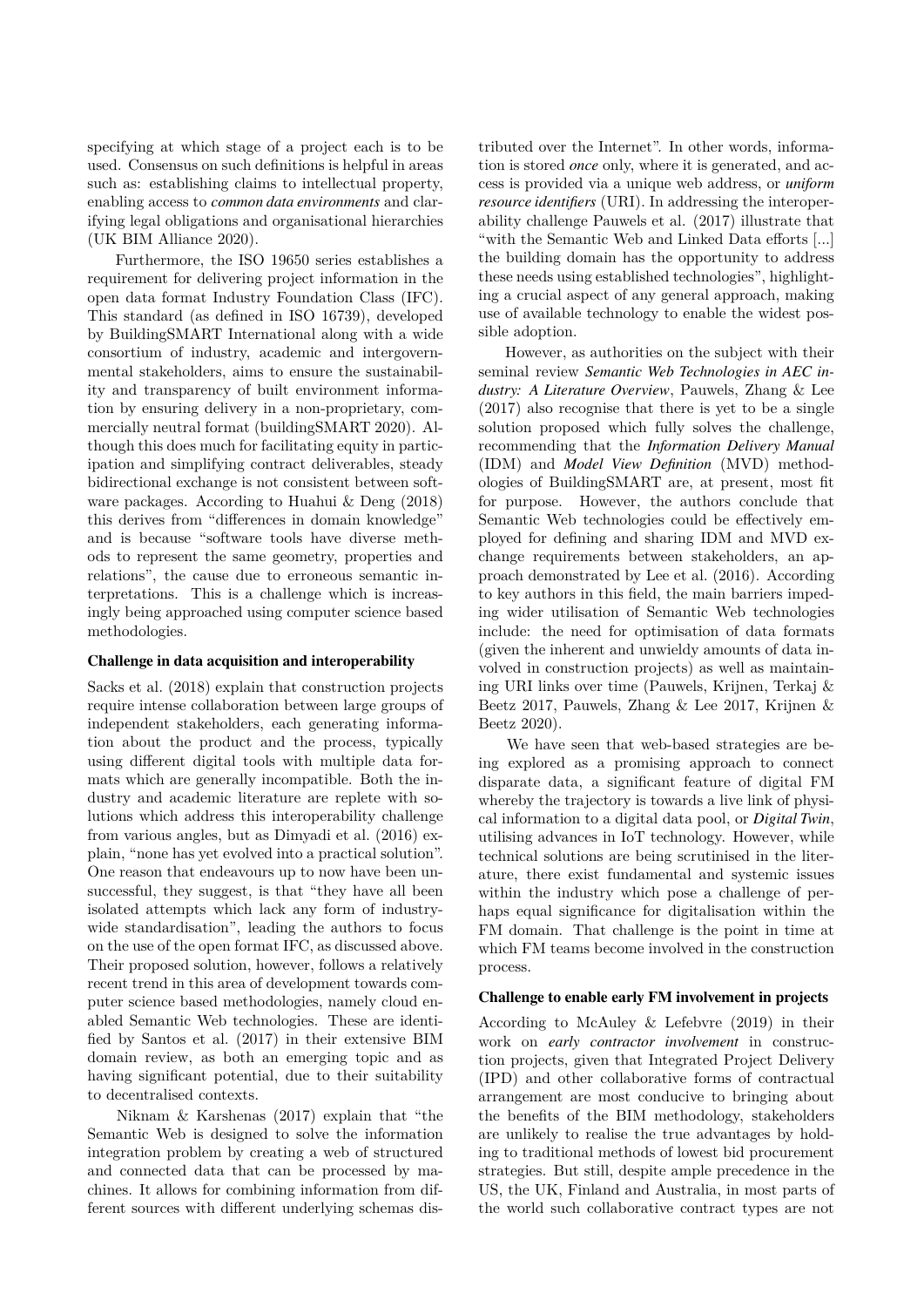specifying at which stage of a project each is to be used. Consensus on such definitions is helpful in areas such as: establishing claims to intellectual property, enabling access to *common data environments* and clarifying legal obligations and organisational hierarchies (UK BIM Alliance 2020).

Furthermore, the ISO 19650 series establishes a requirement for delivering project information in the open data format Industry Foundation Class (IFC). This standard (as defined in ISO 16739), developed by BuildingSMART International along with a wide consortium of industry, academic and intergovernmental stakeholders, aims to ensure the sustainability and transparency of built environment information by ensuring delivery in a non-proprietary, commercially neutral format (buildingSMART 2020). Although this does much for facilitating equity in participation and simplifying contract deliverables, steady bidirectional exchange is not consistent between software packages. According to Huahui & Deng (2018) this derives from "differences in domain knowledge" and is because "software tools have diverse methods to represent the same geometry, properties and relations", the cause due to erroneous semantic interpretations. This is a challenge which is increasingly being approached using computer science based methodologies.

### Challenge in data acquisition and interoperability

Sacks et al. (2018) explain that construction projects require intense collaboration between large groups of independent stakeholders, each generating information about the product and the process, typically using different digital tools with multiple data formats which are generally incompatible. Both the industry and academic literature are replete with solutions which address this interoperability challenge from various angles, but as Dimyadi et al. (2016) explain, "none has yet evolved into a practical solution". One reason that endeavours up to now have been unsuccessful, they suggest, is that "they have all been isolated attempts which lack any form of industry-wide standardisation", leading the authors to focus on the use of the open format IFC, as discussed above. Their proposed solution, however, follows a relatively recent trend in this area of development towards computer science based methodologies, namely cloud enabled Semantic Web technologies. These are identified by Santos et al. (2017) in their extensive BIM domain review, as both an emerging topic and as having significant potential, due to their suitability to decentralised contexts.

Niknam & Karshenas (2017) explain that "the Semantic Web is designed to solve the information integration problem by creating a web of structured and connected data that can be processed by machines. It allows for combining information from different sources with different underlying schemas distributed over the Internet". In other words, information is stored *once* only, where it is generated, and access is provided via a unique web address, or ***uniform resource identifiers*** (URI). In addressing the interoperability challenge Pauwels et al. (2017) illustrate that "with the Semantic Web and Linked Data efforts [...] the building domain has the opportunity to address these needs using established technologies", highlighting a crucial aspect of any general approach, making use of available technology to enable the widest possible adoption.

However, as authorities on the subject with their seminal review ***Semantic Web Technologies in AEC industry: A Literature Overview***, Pauwels, Zhang & Lee (2017) also recognise that there is yet to be a single solution proposed which fully solves the challenge, recommending that the ***Information Delivery Manual*** (IDM) and ***Model View Definition*** (MVD) methodologies of BuildingSMART are, at present, most fit for purpose. However, the authors conclude that Semantic Web technologies could be effectively employed for defining and sharing IDM and MVD exchange requirements between stakeholders, an approach demonstrated by Lee et al. (2016). According to key authors in this field, the main barriers impeding wider utilisation of Semantic Web technologies include: the need for optimisation of data formats (given the inherent and unwieldy amounts of data involved in construction projects) as well as maintaining URI links over time (Pauwels, Krijnen, Terkaj & Beetz 2017, Pauwels, Zhang & Lee 2017, Krijnen & Beetz 2020).

We have seen that web-based strategies are being explored as a promising approach to connect disparate data, a significant feature of digital FM whereby the trajectory is towards a live link of physical information to a digital data pool, or ***Digital Twin***, utilising advances in IoT technology. However, while technical solutions are being scrutinised in the literature, there exist fundamental and systemic issues within the industry which pose a challenge of perhaps equal significance for digitalisation within the FM domain. That challenge is the point in time at which FM teams become involved in the construction process.

### Challenge to enable early FM involvement in projects

According to McAuley & Lefebvre (2019) in their work on *early contractor involvement* in construction projects, given that Integrated Project Delivery (IPD) and other collaborative forms of contractual arrangement are most conducive to bringing about the benefits of the BIM methodology, stakeholders are unlikely to realise the true advantages by holding to traditional methods of lowest bid procurement strategies. But still, despite ample precedence in the US, the UK, Finland and Australia, in most parts of the world such collaborative contract types are not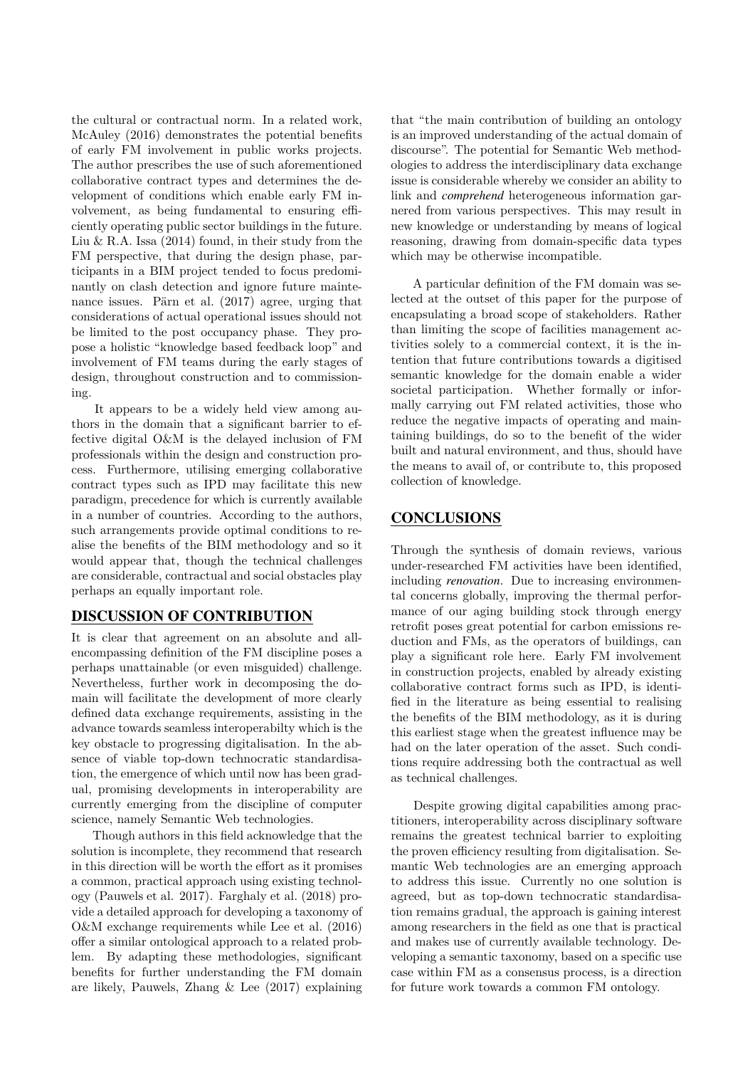the cultural or contractual norm. In a related work, McAuley (2016) demonstrates the potential benefits of early FM involvement in public works projects. The author prescribes the use of such aforementioned collaborative contract types and determines the development of conditions which enable early FM involvement, as being fundamental to ensuring efficiently operating public sector buildings in the future. Liu & R.A. Issa (2014) found, in their study from the FM perspective, that during the design phase, participants in a BIM project tended to focus predominantly on clash detection and ignore future maintenance issues. Pärn et al. (2017) agree, urging that considerations of actual operational issues should not be limited to the post occupancy phase. They propose a holistic "knowledge based feedback loop" and involvement of FM teams during the early stages of design, throughout construction and to commissioning.

It appears to be a widely held view among authors in the domain that a significant barrier to effective digital O&M is the delayed inclusion of FM professionals within the design and construction process. Furthermore, utilising emerging collaborative contract types such as IPD may facilitate this new paradigm, precedence for which is currently available in a number of countries. According to the authors, such arrangements provide optimal conditions to realise the benefits of the BIM methodology and so it would appear that, though the technical challenges are considerable, contractual and social obstacles play perhaps an equally important role.

## DISCUSSION OF CONTRIBUTION

It is clear that agreement on an absolute and all-encompassing definition of the FM discipline poses a perhaps unattainable (or even misguided) challenge. Nevertheless, further work in decomposing the domain will facilitate the development of more clearly defined data exchange requirements, assisting in the advance towards seamless interoperabilty which is the key obstacle to progressing digitalisation. In the absence of viable top-down technocratic standardisation, the emergence of which until now has been gradual, promising developments in interoperability are currently emerging from the discipline of computer science, namely Semantic Web technologies.

Though authors in this field acknowledge that the solution is incomplete, they recommend that research in this direction will be worth the effort as it promises a common, practical approach using existing technology (Pauwels et al. 2017). Farghaly et al. (2018) provide a detailed approach for developing a taxonomy of O&M exchange requirements while Lee et al. (2016) offer a similar ontological approach to a related problem. By adapting these methodologies, significant benefits for further understanding the FM domain are likely, Pauwels, Zhang & Lee (2017) explaining that "the main contribution of building an ontology is an improved understanding of the actual domain of discourse". The potential for Semantic Web methodologies to address the interdisciplinary data exchange issue is considerable whereby we consider an ability to link and *comprehend* heterogeneous information garnered from various perspectives. This may result in new knowledge or understanding by means of logical reasoning, drawing from domain-specific data types which may be otherwise incompatible.

A particular definition of the FM domain was selected at the outset of this paper for the purpose of encapsulating a broad scope of stakeholders. Rather than limiting the scope of facilities management activities solely to a commercial context, it is the intention that future contributions towards a digitised semantic knowledge for the domain enable a wider societal participation. Whether formally or informally carrying out FM related activities, those who reduce the negative impacts of operating and maintaining buildings, do so to the benefit of the wider built and natural environment, and thus, should have the means to avail of, or contribute to, this proposed collection of knowledge.

## CONCLUSIONS

Through the synthesis of domain reviews, various under-researched FM activities have been identified, including *renovation*. Due to increasing environmental concerns globally, improving the thermal performance of our aging building stock through energy retrofit poses great potential for carbon emissions reduction and FMs, as the operators of buildings, can play a significant role here. Early FM involvement in construction projects, enabled by already existing collaborative contract forms such as IPD, is identified in the literature as being essential to realising the benefits of the BIM methodology, as it is during this earliest stage when the greatest influence may be had on the later operation of the asset. Such conditions require addressing both the contractual as well as technical challenges.

Despite growing digital capabilities among practitioners, interoperability across disciplinary software remains the greatest technical barrier to exploiting the proven efficiency resulting from digitalisation. Semantic Web technologies are an emerging approach to address this issue. Currently no one solution is agreed, but as top-down technocratic standardisation remains gradual, the approach is gaining interest among researchers in the field as one that is practical and makes use of currently available technology. Developing a semantic taxonomy, based on a specific use case within FM as a consensus process, is a direction for future work towards a common FM ontology.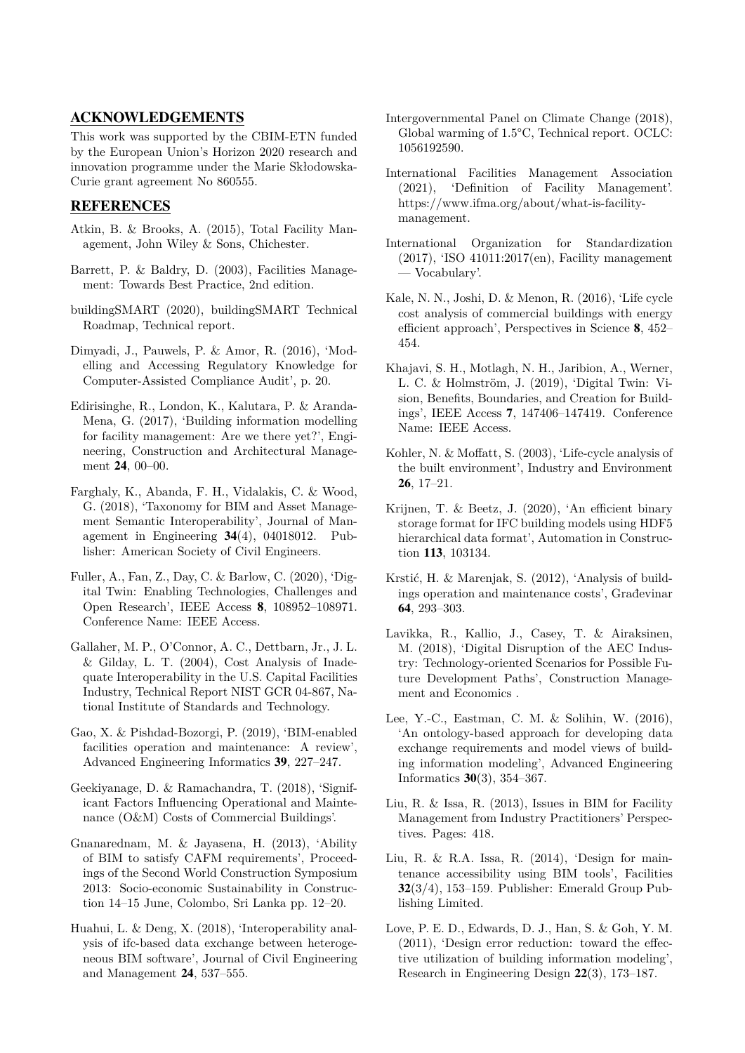## ACKNOWLEDGEMENTS

This work was supported by the CBIM-ETN funded by the European Union's Horizon 2020 research and innovation programme under the Marie Skłodowska-Curie grant agreement No 860555.

## REFERENCES

Atkin, B. & Brooks, A. (2015), Total Facility Management, John Wiley & Sons, Chichester.

Barrett, P. & Baldry, D. (2003), Facilities Management: Towards Best Practice, 2nd edition.

buildingSMART (2020), buildingSMART Technical Roadmap, Technical report.

Dimyadi, J., Pauwels, P. & Amor, R. (2016), 'Modelling and Accessing Regulatory Knowledge for Computer-Assisted Compliance Audit', p. 20.

Edirisinghe, R., London, K., Kalutara, P. & Aranda-Mena, G. (2017), 'Building information modelling for facility management: Are we there yet?', Engineering, Construction and Architectural Management **24**, 00–00.

Farghaly, K., Abanda, F. H., Vidalakis, C. & Wood, G. (2018), 'Taxonomy for BIM and Asset Management Semantic Interoperability', Journal of Management in Engineering **34**(4), 04018012. Publisher: American Society of Civil Engineers.

Fuller, A., Fan, Z., Day, C. & Barlow, C. (2020), 'Digital Twin: Enabling Technologies, Challenges and Open Research', IEEE Access **8**, 108952–108971. Conference Name: IEEE Access.

Gallaher, M. P., O'Connor, A. C., Dettbarn, Jr., J. L. & Gilday, L. T. (2004), Cost Analysis of Inadequate Interoperability in the U.S. Capital Facilities Industry, Technical Report NIST GCR 04-867, National Institute of Standards and Technology.

Gao, X. & Pishdad-Bozorgi, P. (2019), 'BIM-enabled facilities operation and maintenance: A review', Advanced Engineering Informatics **39**, 227–247.

Geekiyanage, D. & Ramachandra, T. (2018), 'Significant Factors Influencing Operational and Maintenance (O&M) Costs of Commercial Buildings'.

Gnanarednam, M. & Jayasena, H. (2013), 'Ability of BIM to satisfy CAFM requirements', Proceedings of the Second World Construction Symposium 2013: Socio-economic Sustainability in Construction 14–15 June, Colombo, Sri Lanka pp. 12–20.

Huahui, L. & Deng, X. (2018), 'Interoperability analysis of ifc-based data exchange between heterogeneous BIM software', Journal of Civil Engineering and Management **24**, 537–555.

Intergovernmental Panel on Climate Change (2018), Global warming of 1.5°C, Technical report. OCLC: 1056192590.

International Facilities Management Association (2021), 'Definition of Facility Management'. https://www.ifma.org/about/what-is-facility-management.

International Organization for Standardization (2017), 'ISO 41011:2017(en), Facility management — Vocabulary'.

Kale, N. N., Joshi, D. & Menon, R. (2016), 'Life cycle cost analysis of commercial buildings with energy efficient approach', Perspectives in Science **8**, 452–454.

Khajavi, S. H., Motlagh, N. H., Jaribion, A., Werner, L. C. & Holmström, J. (2019), 'Digital Twin: Vision, Benefits, Boundaries, and Creation for Buildings', IEEE Access **7**, 147406–147419. Conference Name: IEEE Access.

Kohler, N. & Moffatt, S. (2003), 'Life-cycle analysis of the built environment', Industry and Environment **26**, 17–21.

Krijnen, T. & Beetz, J. (2020), 'An efficient binary storage format for IFC building models using HDF5 hierarchical data format', Automation in Construction **113**, 103134.

Krstić, H. & Marenjak, S. (2012), 'Analysis of buildings operation and maintenance costs', Građevinar **64**, 293–303.

Lavikka, R., Kallio, J., Casey, T. & Airaksinen, M. (2018), 'Digital Disruption of the AEC Industry: Technology-oriented Scenarios for Possible Future Development Paths', Construction Management and Economics .

Lee, Y.-C., Eastman, C. M. & Solihin, W. (2016), 'An ontology-based approach for developing data exchange requirements and model views of building information modeling', Advanced Engineering Informatics **30**(3), 354–367.

Liu, R. & Issa, R. (2013), Issues in BIM for Facility Management from Industry Practitioners' Perspectives. Pages: 418.

Liu, R. & R.A. Issa, R. (2014), 'Design for maintenance accessibility using BIM tools', Facilities **32**(3/4), 153–159. Publisher: Emerald Group Publishing Limited.

Love, P. E. D., Edwards, D. J., Han, S. & Goh, Y. M. (2011), 'Design error reduction: toward the effective utilization of building information modeling', Research in Engineering Design **22**(3), 173–187.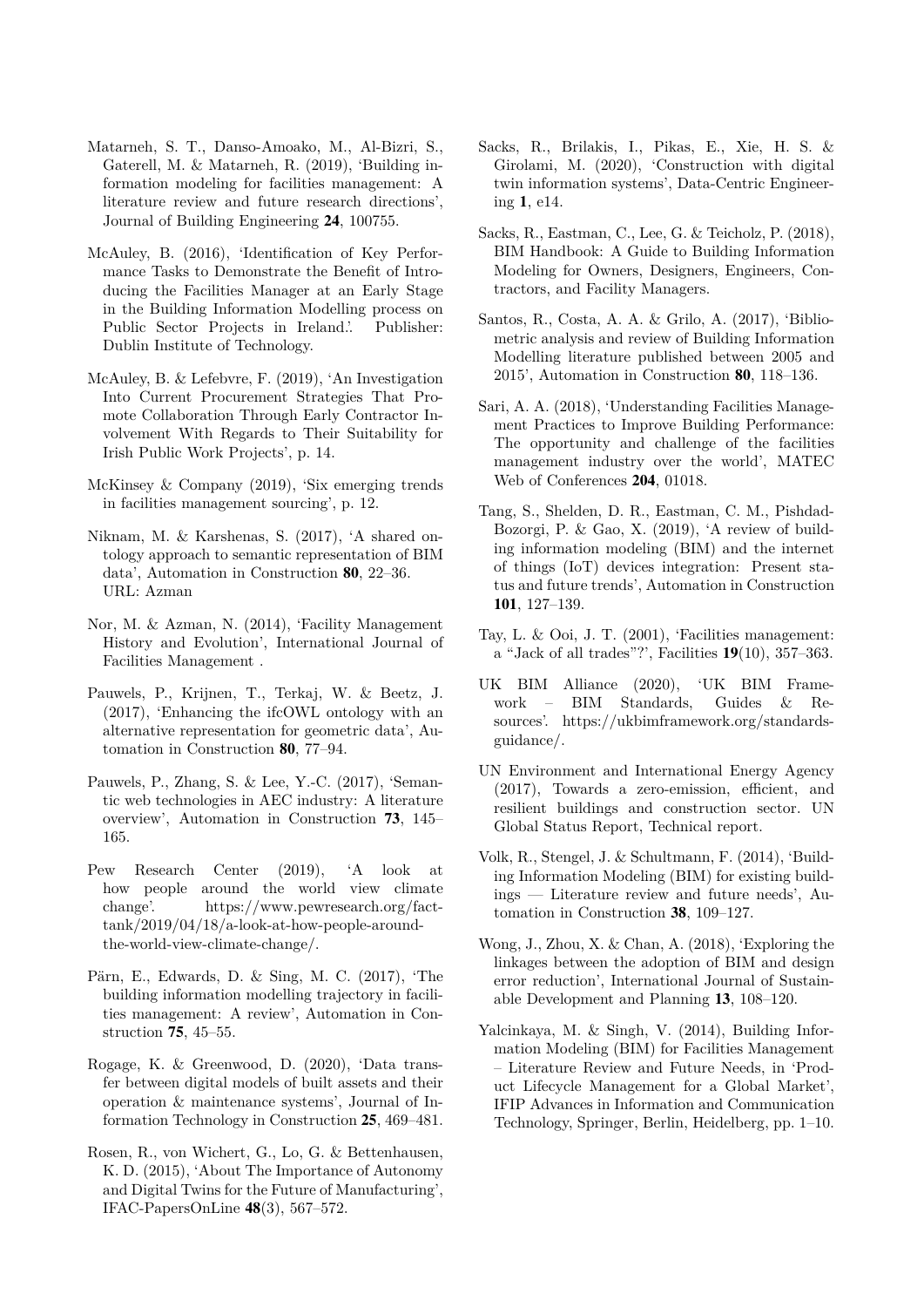Matarneh, S. T., Danso-Amoako, M., Al-Bizri, S., Gaterell, M. & Matarneh, R. (2019), 'Building information modeling for facilities management: A literature review and future research directions', Journal of Building Engineering **24**, 100755.

McAuley, B. (2016), 'Identification of Key Performance Tasks to Demonstrate the Benefit of Introducing the Facilities Manager at an Early Stage in the Building Information Modelling process on Public Sector Projects in Ireland.'. Publisher: Dublin Institute of Technology.

McAuley, B. & Lefebvre, F. (2019), 'An Investigation Into Current Procurement Strategies That Promote Collaboration Through Early Contractor Involvement With Regards to Their Suitability for Irish Public Work Projects', p. 14.

McKinsey & Company (2019), 'Six emerging trends in facilities management sourcing', p. 12.

Niknam, M. & Karshenas, S. (2017), 'A shared ontology approach to semantic representation of BIM data', Automation in Construction **80**, 22–36. URL: Azman

Nor, M. & Azman, N. (2014), 'Facility Management History and Evolution', International Journal of Facilities Management .

Pauwels, P., Krijnen, T., Terkaj, W. & Beetz, J. (2017), 'Enhancing the ifcOWL ontology with an alternative representation for geometric data', Automation in Construction **80**, 77–94.

Pauwels, P., Zhang, S. & Lee, Y.-C. (2017), 'Semantic web technologies in AEC industry: A literature overview', Automation in Construction **73**, 145–165.

Pew Research Center (2019), 'A look at how people around the world view climate change'. https://www.pewresearch.org/fact-tank/2019/04/18/a-look-at-how-people-around-the-world-view-climate-change/.

Pärn, E., Edwards, D. & Sing, M. C. (2017), 'The building information modelling trajectory in facilities management: A review', Automation in Construction **75**, 45–55.

Rogage, K. & Greenwood, D. (2020), 'Data transfer between digital models of built assets and their operation & maintenance systems', Journal of Information Technology in Construction **25**, 469–481.

Rosen, R., von Wichert, G., Lo, G. & Bettenhausen, K. D. (2015), 'About The Importance of Autonomy and Digital Twins for the Future of Manufacturing', IFAC-PapersOnLine **48**(3), 567–572.

Sacks, R., Brilakis, I., Pikas, E., Xie, H. S. & Girolami, M. (2020), 'Construction with digital twin information systems', Data-Centric Engineering **1**, e14.

Sacks, R., Eastman, C., Lee, G. & Teicholz, P. (2018), BIM Handbook: A Guide to Building Information Modeling for Owners, Designers, Engineers, Contractors, and Facility Managers.

Santos, R., Costa, A. A. & Grilo, A. (2017), 'Bibliometric analysis and review of Building Information Modelling literature published between 2005 and 2015', Automation in Construction **80**, 118–136.

Sari, A. A. (2018), 'Understanding Facilities Management Practices to Improve Building Performance: The opportunity and challenge of the facilities management industry over the world', MATEC Web of Conferences **204**, 01018.

Tang, S., Shelden, D. R., Eastman, C. M., Pishdad-Bozorgi, P. & Gao, X. (2019), 'A review of building information modeling (BIM) and the internet of things (IoT) devices integration: Present status and future trends', Automation in Construction **101**, 127–139.

Tay, L. & Ooi, J. T. (2001), 'Facilities management: a "Jack of all trades"?', Facilities **19**(10), 357–363.

UK BIM Alliance (2020), 'UK BIM Framework – BIM Standards, Guides & Resources'. https://ukbimframework.org/standards-guidance/.

UN Environment and International Energy Agency (2017), Towards a zero-emission, efficient, and resilient buildings and construction sector. UN Global Status Report, Technical report.

Volk, R., Stengel, J. & Schultmann, F. (2014), 'Building Information Modeling (BIM) for existing buildings — Literature review and future needs', Automation in Construction **38**, 109–127.

Wong, J., Zhou, X. & Chan, A. (2018), 'Exploring the linkages between the adoption of BIM and design error reduction', International Journal of Sustainable Development and Planning **13**, 108–120.

Yalcinkaya, M. & Singh, V. (2014), Building Information Modeling (BIM) for Facilities Management – Literature Review and Future Needs, in 'Product Lifecycle Management for a Global Market', IFIP Advances in Information and Communication Technology, Springer, Berlin, Heidelberg, pp. 1–10.